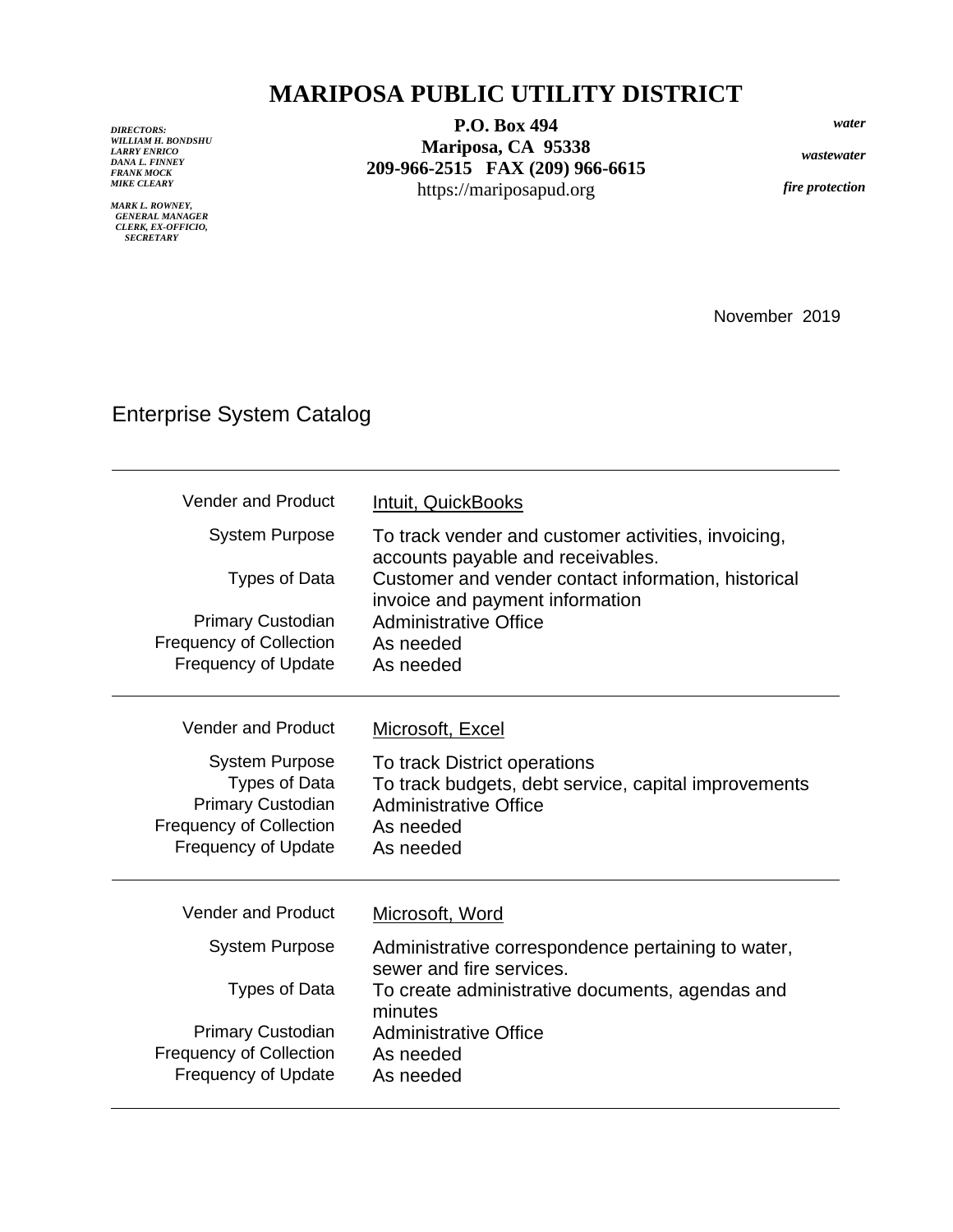# MARIPOSA PUBLIC UTILITY DISTRICT

***DIRECTORS:***
***WILLIAM H. BONDSHU***
***LARRY ENRICO***
***DANA L. FINNEY***
***FRANK MOCK***
***MIKE CLEARY***

***MARK L. ROWNEY,***
***GENERAL MANAGER***
***CLERK, EX-OFFICIO,***
***SECRETARY***

**P.O. Box 494**
**Mariposa, CA 95338**
**209-966-2515 FAX (209) 966-6615**
https://mariposapud.org

***water***

***wastewater***

***fire protection***

November 2019

## Enterprise System Catalog

---

| | |
|---|---|
| Vender and Product | Intuit, QuickBooks |
| System Purpose | To track vender and customer activities, invoicing, accounts payable and receivables. |
| Types of Data | Customer and vender contact information, historical invoice and payment information |
| Primary Custodian | Administrative Office |
| Frequency of Collection | As needed |
| Frequency of Update | As needed |

---

| | |
|---|---|
| Vender and Product | Microsoft, Excel |
| System Purpose | To track District operations |
| Types of Data | To track budgets, debt service, capital improvements |
| Primary Custodian | Administrative Office |
| Frequency of Collection | As needed |
| Frequency of Update | As needed |

---

| | |
|---|---|
| Vender and Product | Microsoft, Word |
| System Purpose | Administrative correspondence pertaining to water, sewer and fire services. |
| Types of Data | To create administrative documents, agendas and minutes |
| Primary Custodian | Administrative Office |
| Frequency of Collection | As needed |
| Frequency of Update | As needed |

---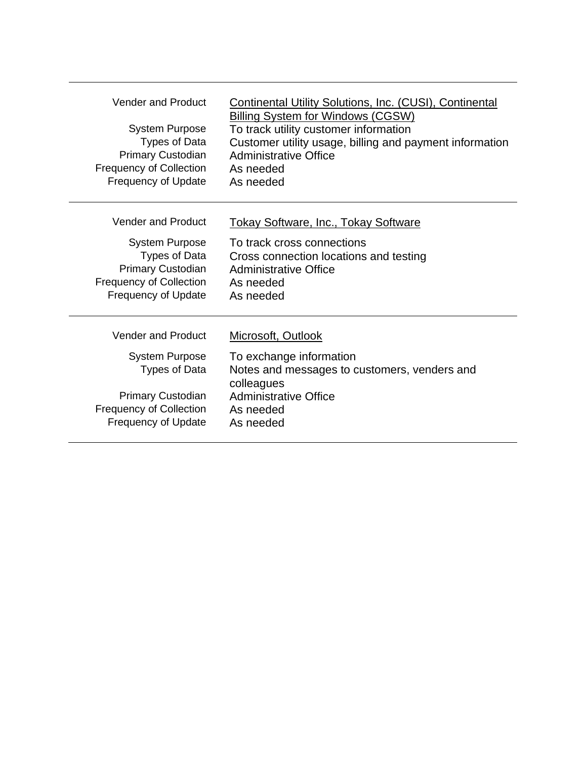| | |
|---|---|
| Vender and Product | Continental Utility Solutions, Inc. (CUSI), Continental Billing System for Windows (CGSW) |
| System Purpose | To track utility customer information |
| Types of Data | Customer utility usage, billing and payment information |
| Primary Custodian | Administrative Office |
| Frequency of Collection | As needed |
| Frequency of Update | As needed |

| | |
|---|---|
| Vender and Product | Tokay Software, Inc., Tokay Software |
| System Purpose | To track cross connections |
| Types of Data | Cross connection locations and testing |
| Primary Custodian | Administrative Office |
| Frequency of Collection | As needed |
| Frequency of Update | As needed |

| | |
|---|---|
| Vender and Product | Microsoft, Outlook |
| System Purpose | To exchange information |
| Types of Data | Notes and messages to customers, venders and colleagues |
| Primary Custodian | Administrative Office |
| Frequency of Collection | As needed |
| Frequency of Update | As needed |